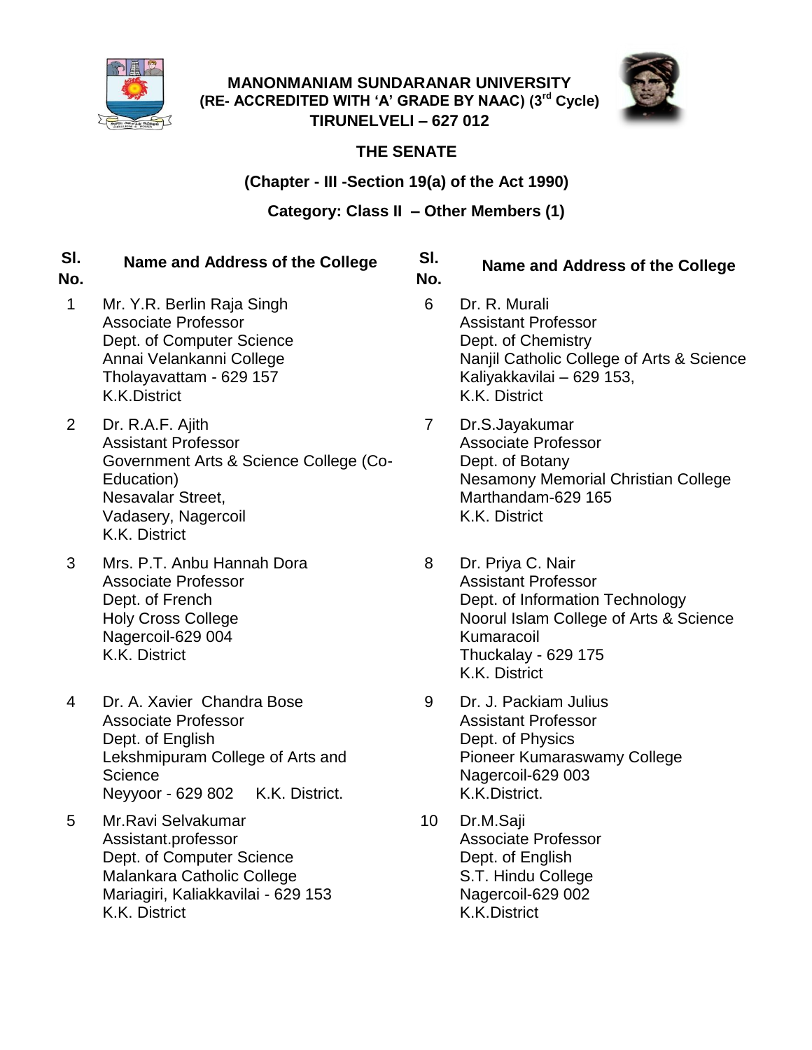# MANONMANIAM SUNDARANAR UNIVERSITY

**(RE- ACCREDITED WITH 'A' GRADE BY NAAC) (3rd Cycle)**

**TIRUNELVELI – 627 012**

## THE SENATE

**(Chapter - III -Section 19(a) of the Act 1990)**

**Category: Class II – Other Members (1)**

| Sl. No. | Name and Address of the College |
|---|---|
| 1 | Mr. Y.R. Berlin Raja Singh<br>Associate Professor<br>Dept. of Computer Science<br>Annai Velankanni College<br>Tholayavattam - 629 157<br>K.K.District |
| 2 | Dr. R.A.F. Ajith<br>Assistant Professor<br>Government Arts & Science College (Co-Education)<br>Nesavalar Street,<br>Vadasery, Nagercoil<br>K.K. District |
| 3 | Mrs. P.T. Anbu Hannah Dora<br>Associate Professor<br>Dept. of French<br>Holy Cross College<br>Nagercoil-629 004<br>K.K. District |
| 4 | Dr. A. Xavier Chandra Bose<br>Associate Professor<br>Dept. of English<br>Lekshmipuram College of Arts and Science<br>Neyyoor - 629 802 K.K. District. |
| 5 | Mr.Ravi Selvakumar<br>Assistant.professor<br>Dept. of Computer Science<br>Malankara Catholic College<br>Mariagiri, Kaliakkavilai - 629 153<br>K.K. District |
| 6 | Dr. R. Murali<br>Assistant Professor<br>Dept. of Chemistry<br>Nanjil Catholic College of Arts & Science<br>Kaliyakkavilai – 629 153,<br>K.K. District |
| 7 | Dr.S.Jayakumar<br>Associate Professor<br>Dept. of Botany<br>Nesamony Memorial Christian College<br>Marthandam-629 165<br>K.K. District |
| 8 | Dr. Priya C. Nair<br>Assistant Professor<br>Dept. of Information Technology<br>Noorul Islam College of Arts & Science<br>Kumaracoil<br>Thuckalay - 629 175<br>K.K. District |
| 9 | Dr. J. Packiam Julius<br>Assistant Professor<br>Dept. of Physics<br>Pioneer Kumaraswamy College<br>Nagercoil-629 003<br>K.K.District. |
| 10 | Dr.M.Saji<br>Associate Professor<br>Dept. of English<br>S.T. Hindu College<br>Nagercoil-629 002<br>K.K.District |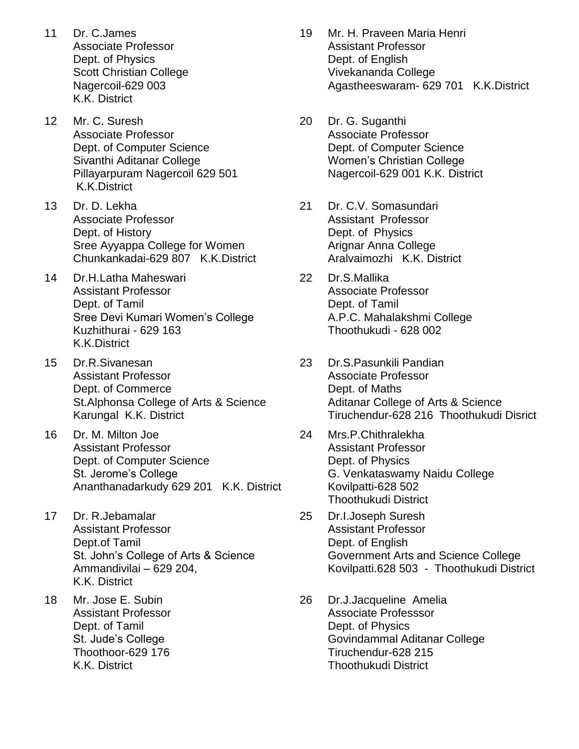11 Dr. C.James
Associate Professor
Dept. of Physics
Scott Christian College
Nagercoil-629 003
K.K. District

12 Mr. C. Suresh
Associate Professor
Dept. of Computer Science
Sivanthi Aditanar College
Pillayarpuram Nagercoil 629 501
K.K.District

13 Dr. D. Lekha
Associate Professor
Dept. of History
Sree Ayyappa College for Women
Chunkankadai-629 807 K.K.District

14 Dr.H.Latha Maheswari
Assistant Professor
Dept. of Tamil
Sree Devi Kumari Women's College
Kuzhithurai - 629 163
K.K.District

15 Dr.R.Sivanesan
Assistant Professor
Dept. of Commerce
St.Alphonsa College of Arts & Science
Karungal K.K. District

16 Dr. M. Milton Joe
Assistant Professor
Dept. of Computer Science
St. Jerome's College
Ananthanadarkudy 629 201 K.K. District

17 Dr. R.Jebamalar
Assistant Professor
Dept.of Tamil
St. John's College of Arts & Science
Ammandivilai – 629 204,
K.K. District

18 Mr. Jose E. Subin
Assistant Professor
Dept. of Tamil
St. Jude's College
Thoothoor-629 176
K.K. District

19 Mr. H. Praveen Maria Henri
Assistant Professor
Dept. of English
Vivekananda College
Agastheeswaram- 629 701 K.K.District

20 Dr. G. Suganthi
Associate Professor
Dept. of Computer Science
Women's Christian College
Nagercoil-629 001 K.K. District

21 Dr. C.V. Somasundari
Assistant Professor
Dept. of Physics
Arignar Anna College
Aralvaimozhi K.K. District

22 Dr.S.Mallika
Associate Professor
Dept. of Tamil
A.P.C. Mahalakshmi College
Thoothukudi - 628 002

23 Dr.S.Pasunkili Pandian
Associate Professor
Dept. of Maths
Aditanar College of Arts & Science
Tiruchendur-628 216 Thoothukudi Disrict

24 Mrs.P.Chithralekha
Assistant Professor
Dept. of Physics
G. Venkataswamy Naidu College
Kovilpatti-628 502
Thoothukudi District

25 Dr.I.Joseph Suresh
Assistant Professor
Dept. of English
Government Arts and Science College
Kovilpatti.628 503 - Thoothukudi District

26 Dr.J.Jacqueline Amelia
Associate Professsor
Dept. of Physics
Govindammal Aditanar College
Tiruchendur-628 215
Thoothukudi District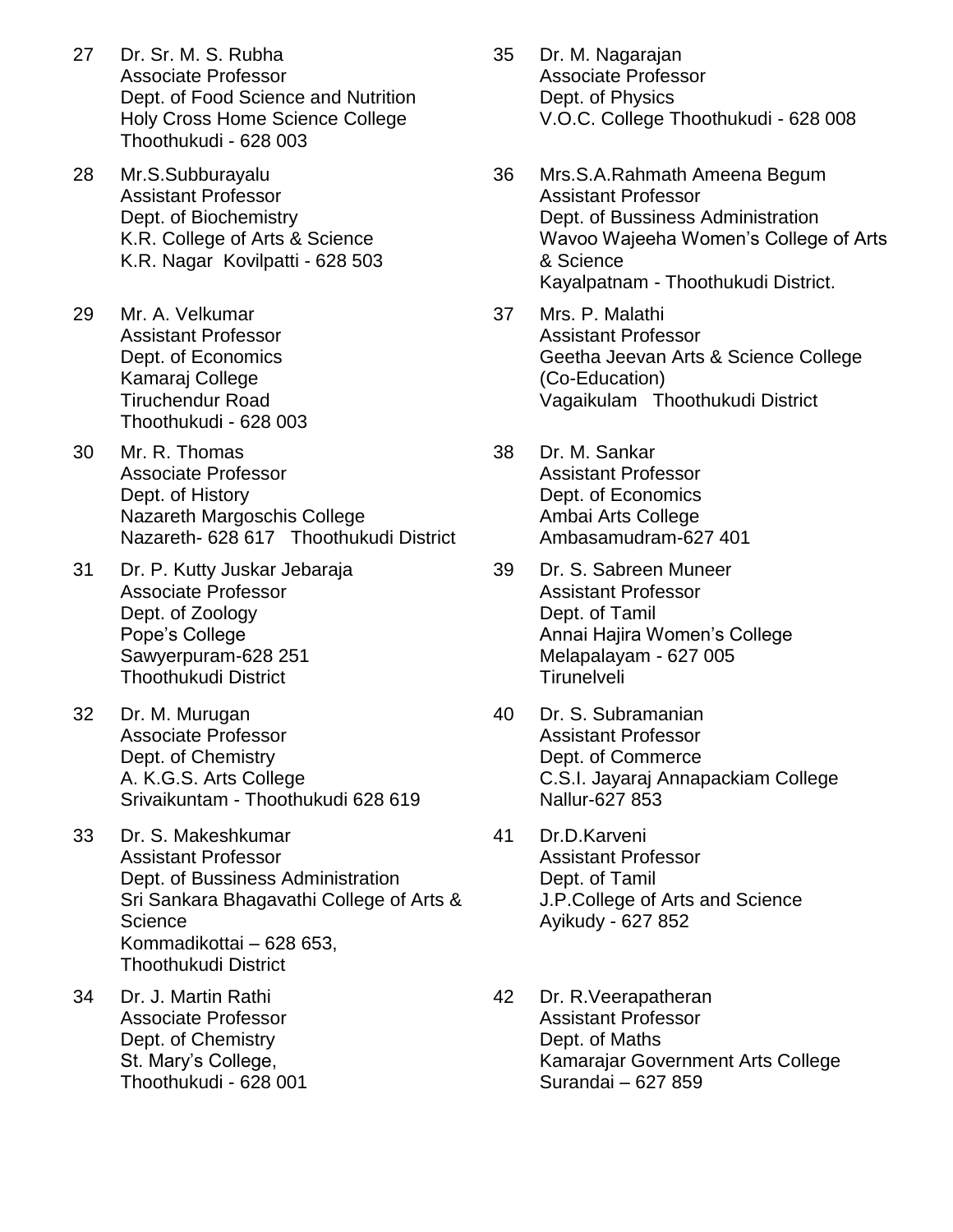27 Dr. Sr. M. S. Rubha
Associate Professor
Dept. of Food Science and Nutrition
Holy Cross Home Science College
Thoothukudi - 628 003

28 Mr.S.Subburayalu
Assistant Professor
Dept. of Biochemistry
K.R. College of Arts & Science
K.R. Nagar Kovilpatti - 628 503

29 Mr. A. Velkumar
Assistant Professor
Dept. of Economics
Kamaraj College
Tiruchendur Road
Thoothukudi - 628 003

30 Mr. R. Thomas
Associate Professor
Dept. of History
Nazareth Margoschis College
Nazareth- 628 617 Thoothukudi District

31 Dr. P. Kutty Juskar Jebaraja
Associate Professor
Dept. of Zoology
Pope's College
Sawyerpuram-628 251
Thoothukudi District

32 Dr. M. Murugan
Associate Professor
Dept. of Chemistry
A. K.G.S. Arts College
Srivaikuntam - Thoothukudi 628 619

33 Dr. S. Makeshkumar
Assistant Professor
Dept. of Bussiness Administration
Sri Sankara Bhagavathi College of Arts & Science
Kommadikottai – 628 653,
Thoothukudi District

34 Dr. J. Martin Rathi
Associate Professor
Dept. of Chemistry
St. Mary's College,
Thoothukudi - 628 001

35 Dr. M. Nagarajan
Associate Professor
Dept. of Physics
V.O.C. College Thoothukudi - 628 008

36 Mrs.S.A.Rahmath Ameena Begum
Assistant Professor
Dept. of Bussiness Administration
Wavoo Wajeeha Women's College of Arts & Science
Kayalpatnam - Thoothukudi District.

37 Mrs. P. Malathi
Assistant Professor
Geetha Jeevan Arts & Science College
(Co-Education)
Vagaikulam Thoothukudi District

38 Dr. M. Sankar
Assistant Professor
Dept. of Economics
Ambai Arts College
Ambasamudram-627 401

39 Dr. S. Sabreen Muneer
Assistant Professor
Dept. of Tamil
Annai Hajira Women's College
Melapalayam - 627 005
Tirunelveli

40 Dr. S. Subramanian
Assistant Professor
Dept. of Commerce
C.S.I. Jayaraj Annapackiam College
Nallur-627 853

41 Dr.D.Karveni
Assistant Professor
Dept. of Tamil
J.P.College of Arts and Science
Ayikudy - 627 852

42 Dr. R.Veerapatheran
Assistant Professor
Dept. of Maths
Kamarajar Government Arts College
Surandai – 627 859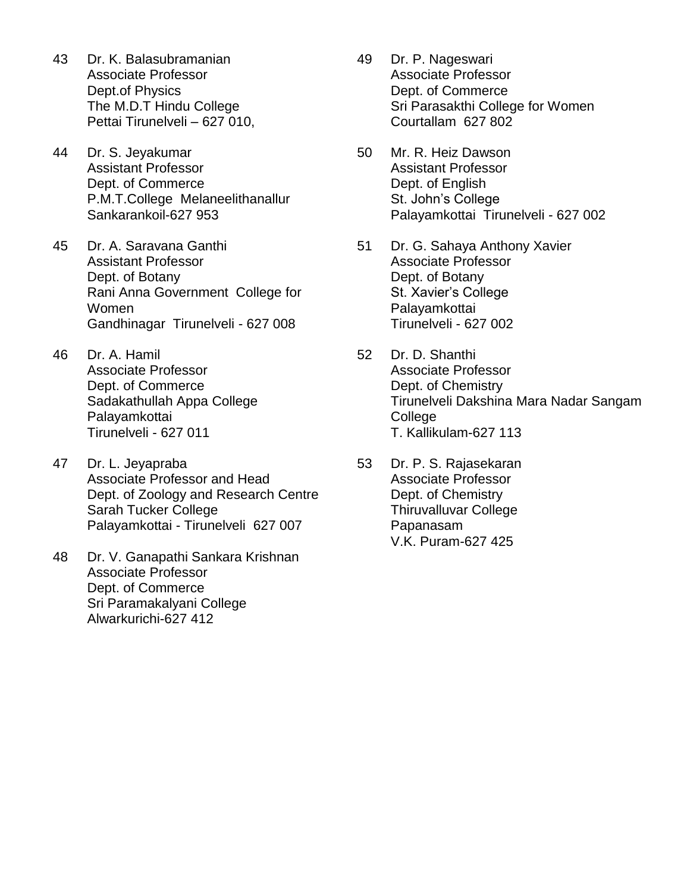43 Dr. K. Balasubramanian
Associate Professor
Dept.of Physics
The M.D.T Hindu College
Pettai Tirunelveli – 627 010,

44 Dr. S. Jeyakumar
Assistant Professor
Dept. of Commerce
P.M.T.College Melaneelithanallur
Sankarankoil-627 953

45 Dr. A. Saravana Ganthi
Assistant Professor
Dept. of Botany
Rani Anna Government College for Women
Gandhinagar Tirunelveli - 627 008

46 Dr. A. Hamil
Associate Professor
Dept. of Commerce
Sadakathullah Appa College
Palayamkottai
Tirunelveli - 627 011

47 Dr. L. Jeyapraba
Associate Professor and Head
Dept. of Zoology and Research Centre
Sarah Tucker College
Palayamkottai - Tirunelveli 627 007

48 Dr. V. Ganapathi Sankara Krishnan
Associate Professor
Dept. of Commerce
Sri Paramakalyani College
Alwarkurichi-627 412

49 Dr. P. Nageswari
Associate Professor
Dept. of Commerce
Sri Parasakthi College for Women
Courtallam 627 802

50 Mr. R. Heiz Dawson
Assistant Professor
Dept. of English
St. John's College
Palayamkottai Tirunelveli - 627 002

51 Dr. G. Sahaya Anthony Xavier
Associate Professor
Dept. of Botany
St. Xavier's College
Palayamkottai
Tirunelveli - 627 002

52 Dr. D. Shanthi
Associate Professor
Dept. of Chemistry
Tirunelveli Dakshina Mara Nadar Sangam College
T. Kallikulam-627 113

53 Dr. P. S. Rajasekaran
Associate Professor
Dept. of Chemistry
Thiruvalluvar College
Papanasam
V.K. Puram-627 425